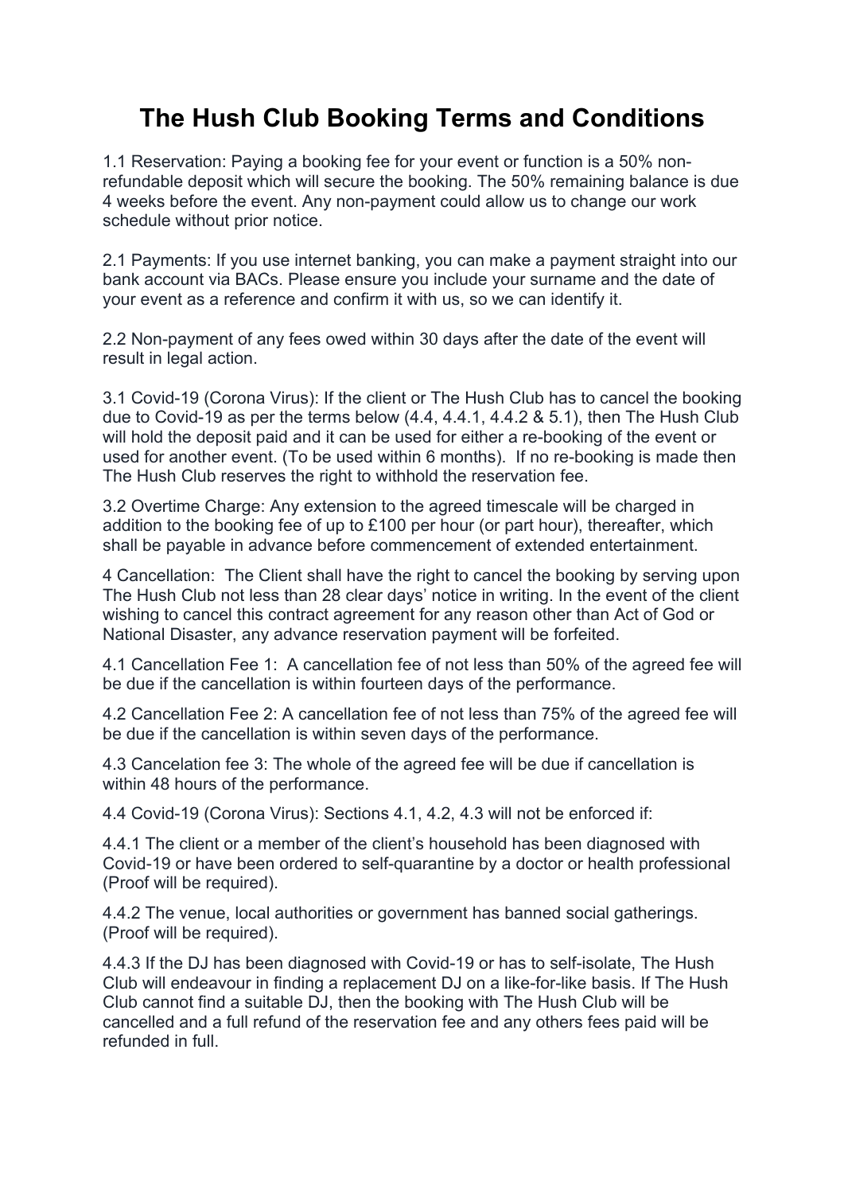# The Hush Club Booking Terms and Conditions

1.1 Reservation: Paying a booking fee for your event or function is a 50% non-refundable deposit which will secure the booking. The 50% remaining balance is due 4 weeks before the event. Any non-payment could allow us to change our work schedule without prior notice.

2.1 Payments: If you use internet banking, you can make a payment straight into our bank account via BACs. Please ensure you include your surname and the date of your event as a reference and confirm it with us, so we can identify it.

2.2 Non-payment of any fees owed within 30 days after the date of the event will result in legal action.

3.1 Covid-19 (Corona Virus): If the client or The Hush Club has to cancel the booking due to Covid-19 as per the terms below (4.4, 4.4.1, 4.4.2 & 5.1), then The Hush Club will hold the deposit paid and it can be used for either a re-booking of the event or used for another event. (To be used within 6 months). If no re-booking is made then The Hush Club reserves the right to withhold the reservation fee.

3.2 Overtime Charge: Any extension to the agreed timescale will be charged in addition to the booking fee of up to £100 per hour (or part hour), thereafter, which shall be payable in advance before commencement of extended entertainment.

4 Cancellation: The Client shall have the right to cancel the booking by serving upon The Hush Club not less than 28 clear days' notice in writing. In the event of the client wishing to cancel this contract agreement for any reason other than Act of God or National Disaster, any advance reservation payment will be forfeited.

4.1 Cancellation Fee 1: A cancellation fee of not less than 50% of the agreed fee will be due if the cancellation is within fourteen days of the performance.

4.2 Cancellation Fee 2: A cancellation fee of not less than 75% of the agreed fee will be due if the cancellation is within seven days of the performance.

4.3 Cancelation fee 3: The whole of the agreed fee will be due if cancellation is within 48 hours of the performance.

4.4 Covid-19 (Corona Virus): Sections 4.1, 4.2, 4.3 will not be enforced if:

4.4.1 The client or a member of the client's household has been diagnosed with Covid-19 or have been ordered to self-quarantine by a doctor or health professional (Proof will be required).

4.4.2 The venue, local authorities or government has banned social gatherings. (Proof will be required).

4.4.3 If the DJ has been diagnosed with Covid-19 or has to self-isolate, The Hush Club will endeavour in finding a replacement DJ on a like-for-like basis. If The Hush Club cannot find a suitable DJ, then the booking with The Hush Club will be cancelled and a full refund of the reservation fee and any others fees paid will be refunded in full.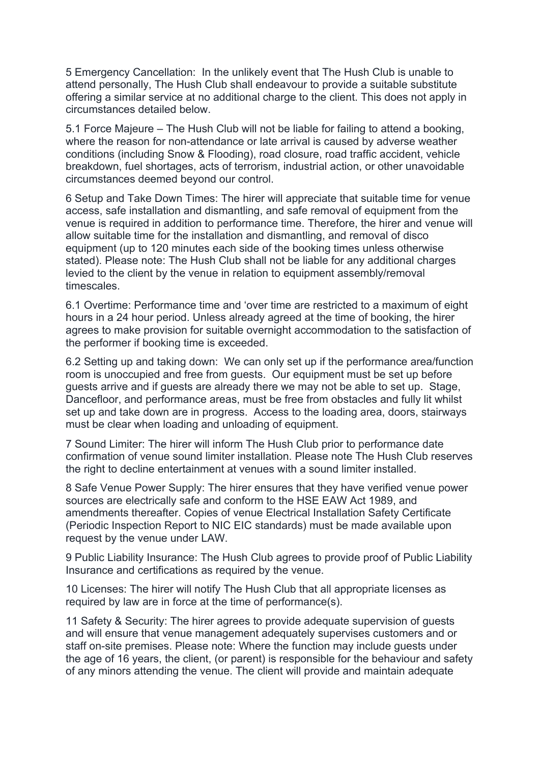5 Emergency Cancellation: In the unlikely event that The Hush Club is unable to attend personally, The Hush Club shall endeavour to provide a suitable substitute offering a similar service at no additional charge to the client. This does not apply in circumstances detailed below.

5.1 Force Majeure – The Hush Club will not be liable for failing to attend a booking, where the reason for non-attendance or late arrival is caused by adverse weather conditions (including Snow & Flooding), road closure, road traffic accident, vehicle breakdown, fuel shortages, acts of terrorism, industrial action, or other unavoidable circumstances deemed beyond our control.

6 Setup and Take Down Times: The hirer will appreciate that suitable time for venue access, safe installation and dismantling, and safe removal of equipment from the venue is required in addition to performance time. Therefore, the hirer and venue will allow suitable time for the installation and dismantling, and removal of disco equipment (up to 120 minutes each side of the booking times unless otherwise stated). Please note: The Hush Club shall not be liable for any additional charges levied to the client by the venue in relation to equipment assembly/removal timescales.

6.1 Overtime: Performance time and 'over time are restricted to a maximum of eight hours in a 24 hour period. Unless already agreed at the time of booking, the hirer agrees to make provision for suitable overnight accommodation to the satisfaction of the performer if booking time is exceeded.

6.2 Setting up and taking down: We can only set up if the performance area/function room is unoccupied and free from guests. Our equipment must be set up before guests arrive and if guests are already there we may not be able to set up. Stage, Dancefloor, and performance areas, must be free from obstacles and fully lit whilst set up and take down are in progress. Access to the loading area, doors, stairways must be clear when loading and unloading of equipment.

7 Sound Limiter: The hirer will inform The Hush Club prior to performance date confirmation of venue sound limiter installation. Please note The Hush Club reserves the right to decline entertainment at venues with a sound limiter installed.

8 Safe Venue Power Supply: The hirer ensures that they have verified venue power sources are electrically safe and conform to the HSE EAW Act 1989, and amendments thereafter. Copies of venue Electrical Installation Safety Certificate (Periodic Inspection Report to NIC EIC standards) must be made available upon request by the venue under LAW.

9 Public Liability Insurance: The Hush Club agrees to provide proof of Public Liability Insurance and certifications as required by the venue.

10 Licenses: The hirer will notify The Hush Club that all appropriate licenses as required by law are in force at the time of performance(s).

11 Safety & Security: The hirer agrees to provide adequate supervision of guests and will ensure that venue management adequately supervises customers and or staff on-site premises. Please note: Where the function may include guests under the age of 16 years, the client, (or parent) is responsible for the behaviour and safety of any minors attending the venue. The client will provide and maintain adequate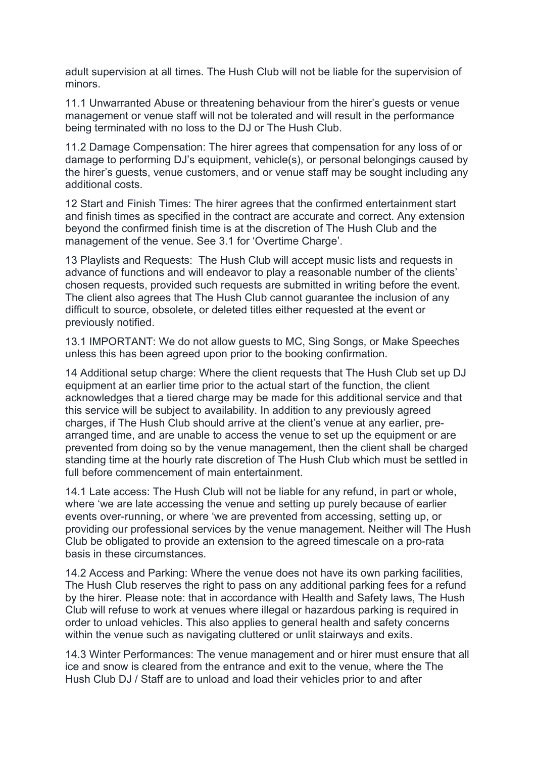adult supervision at all times. The Hush Club will not be liable for the supervision of minors.

11.1 Unwarranted Abuse or threatening behaviour from the hirer's guests or venue management or venue staff will not be tolerated and will result in the performance being terminated with no loss to the DJ or The Hush Club.

11.2 Damage Compensation: The hirer agrees that compensation for any loss of or damage to performing DJ's equipment, vehicle(s), or personal belongings caused by the hirer's guests, venue customers, and or venue staff may be sought including any additional costs.

12 Start and Finish Times: The hirer agrees that the confirmed entertainment start and finish times as specified in the contract are accurate and correct. Any extension beyond the confirmed finish time is at the discretion of The Hush Club and the management of the venue. See 3.1 for 'Overtime Charge'.

13 Playlists and Requests: The Hush Club will accept music lists and requests in advance of functions and will endeavor to play a reasonable number of the clients' chosen requests, provided such requests are submitted in writing before the event. The client also agrees that The Hush Club cannot guarantee the inclusion of any difficult to source, obsolete, or deleted titles either requested at the event or previously notified.

13.1 IMPORTANT: We do not allow guests to MC, Sing Songs, or Make Speeches unless this has been agreed upon prior to the booking confirmation.

14 Additional setup charge: Where the client requests that The Hush Club set up DJ equipment at an earlier time prior to the actual start of the function, the client acknowledges that a tiered charge may be made for this additional service and that this service will be subject to availability. In addition to any previously agreed charges, if The Hush Club should arrive at the client's venue at any earlier, pre-arranged time, and are unable to access the venue to set up the equipment or are prevented from doing so by the venue management, then the client shall be charged standing time at the hourly rate discretion of The Hush Club which must be settled in full before commencement of main entertainment.

14.1 Late access: The Hush Club will not be liable for any refund, in part or whole, where 'we are late accessing the venue and setting up purely because of earlier events over-running, or where 'we are prevented from accessing, setting up, or providing our professional services by the venue management. Neither will The Hush Club be obligated to provide an extension to the agreed timescale on a pro-rata basis in these circumstances.

14.2 Access and Parking: Where the venue does not have its own parking facilities, The Hush Club reserves the right to pass on any additional parking fees for a refund by the hirer. Please note: that in accordance with Health and Safety laws, The Hush Club will refuse to work at venues where illegal or hazardous parking is required in order to unload vehicles. This also applies to general health and safety concerns within the venue such as navigating cluttered or unlit stairways and exits.

14.3 Winter Performances: The venue management and or hirer must ensure that all ice and snow is cleared from the entrance and exit to the venue, where the The Hush Club DJ / Staff are to unload and load their vehicles prior to and after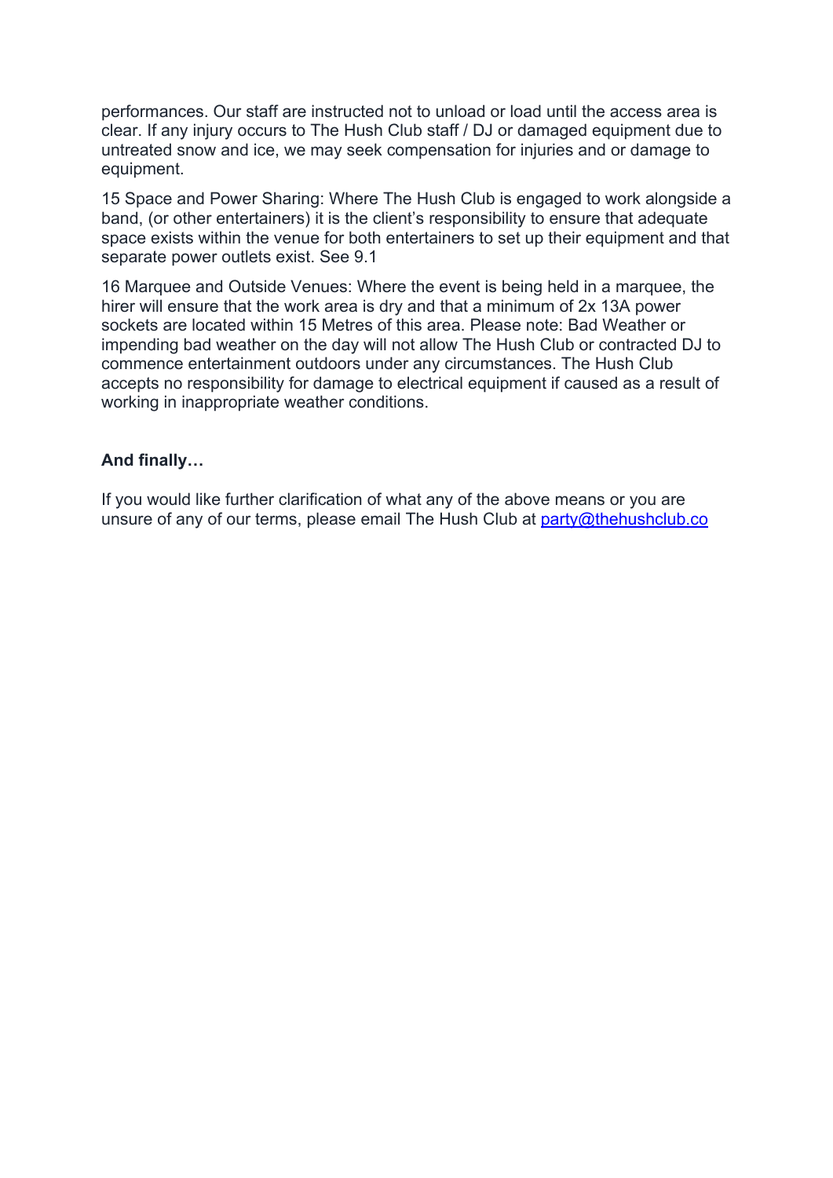performances. Our staff are instructed not to unload or load until the access area is clear. If any injury occurs to The Hush Club staff / DJ or damaged equipment due to untreated snow and ice, we may seek compensation for injuries and or damage to equipment.

15 Space and Power Sharing: Where The Hush Club is engaged to work alongside a band, (or other entertainers) it is the client's responsibility to ensure that adequate space exists within the venue for both entertainers to set up their equipment and that separate power outlets exist. See 9.1

16 Marquee and Outside Venues: Where the event is being held in a marquee, the hirer will ensure that the work area is dry and that a minimum of 2x 13A power sockets are located within 15 Metres of this area. Please note: Bad Weather or impending bad weather on the day will not allow The Hush Club or contracted DJ to commence entertainment outdoors under any circumstances. The Hush Club accepts no responsibility for damage to electrical equipment if caused as a result of working in inappropriate weather conditions.

**And finally…**

If you would like further clarification of what any of the above means or you are unsure of any of our terms, please email The Hush Club at [party@thehushclub.co](mailto:party@thehushclub.co)